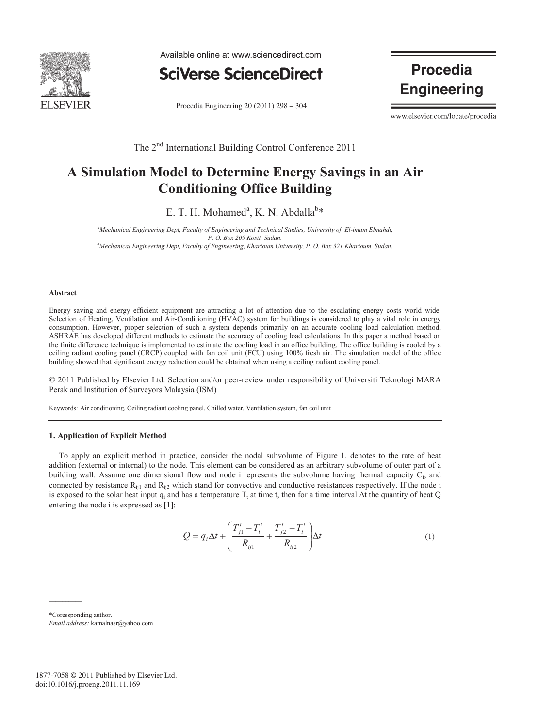The 2nd International Building Control Conference 2011

# A Simulation Model to Determine Energy Savings in an Air Conditioning Office Building

E. T. H. Mohamed[a], K. N. Abdalla[b]*

[a]*Mechanical Engineering Dept, Faculty of Engineering and Technical Studies, University of El-imam Elmahdi, P. O. Box 209 Kosti, Sudan.*
[b]*Mechanical Engineering Dept, Faculty of Engineering, Khartoum University, P. O. Box 321 Khartoum, Sudan.*

---

**Abstract**

Energy saving and energy efficient equipment are attracting a lot of attention due to the escalating energy costs world wide. Selection of Heating, Ventilation and Air-Conditioning (HVAC) system for buildings is considered to play a vital role in energy consumption. However, proper selection of such a system depends primarily on an accurate cooling load calculation method. ASHRAE has developed different methods to estimate the accuracy of cooling load calculations. In this paper a method based on the finite difference technique is implemented to estimate the cooling load in an office building. The office building is cooled by a ceiling radiant cooling panel (CRCP) coupled with fan coil unit (FCU) using 100% fresh air. The simulation model of the office building showed that significant energy reduction could be obtained when using a ceiling radiant cooling panel.

© 2011 Published by Elsevier Ltd. Selection and/or peer-review under responsibility of Universiti Teknologi MARA Perak and Institution of Surveyors Malaysia (ISM)

Keywords: Air conditioning, Ceiling radiant cooling panel, Chilled water, Ventilation system, fan coil unit

---

## 1. Application of Explicit Method

To apply an explicit method in practice, consider the nodal subvolume of Figure 1. denotes to the rate of heat addition (external or internal) to the node. This element can be considered as an arbitrary subvolume of outer part of a building wall. Assume one dimensional flow and node i represents the subvolume having thermal capacity $C_i$, and connected by resistance $R_{ij1}$ and $R_{ij2}$ which stand for convective and conductive resistances respectively. If the node i is exposed to the solar heat input $q_i$ and has a temperature $T_t$ at time t, then for a time interval $\Delta t$ the quantity of heat Q entering the node i is expressed as [1]:

$$Q = q_i \Delta t + \left( \frac{T_{j1}^t - T_i^t}{R_{ij1}} + \frac{T_{j2}^t - T_i^t}{R_{ij2}} \right) \Delta t \tag{1}$$

*Coressponding author.
*Email address:* kamalnasr@yahoo.com

1877-7058 © 2011 Published by Elsevier Ltd.
doi:10.1016/j.proeng.2011.11.169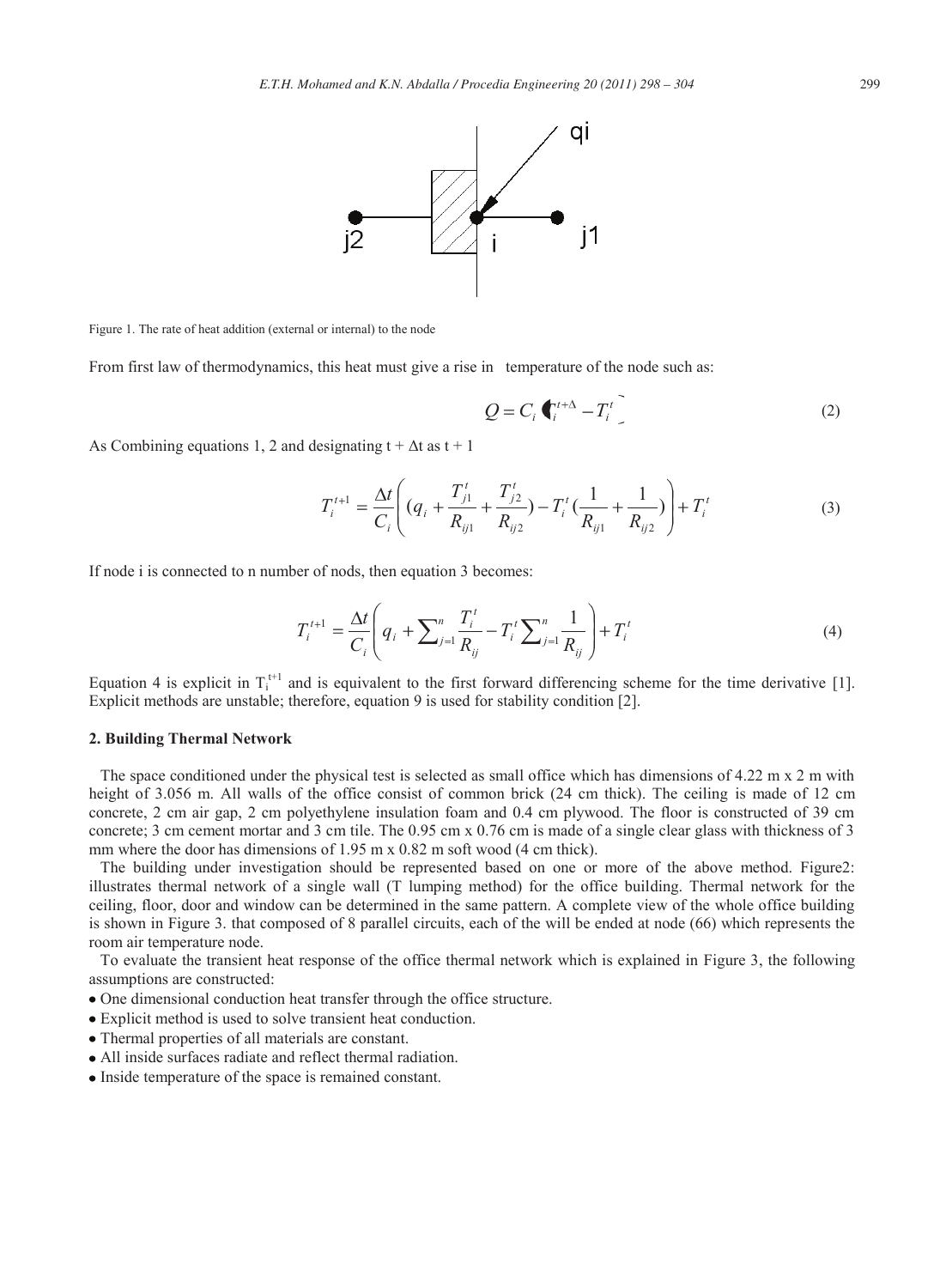Figure 1. The rate of heat addition (external or internal) to the node

From first law of thermodynamics, this heat must give a rise in temperature of the node such as:

$$Q = C_i \left(T_i^{t+\Delta} - T_i^t\right) \tag{2}$$

As Combining equations 1, 2 and designating t + Δt as t + 1

$$T_i^{t+1} = \frac{\Delta t}{C_i}\left( (q_i + \frac{T_{j1}^t}{R_{ij1}} + \frac{T_{j2}^t}{R_{ij2}}) - T_i^t (\frac{1}{R_{ij1}} + \frac{1}{R_{ij2}}) \right) + T_i^t \tag{3}$$

If node i is connected to n number of nods, then equation 3 becomes:

$$T_i^{t+1} = \frac{\Delta t}{C_i}\left( q_i + \sum_{j=1}^{n} \frac{T_i^t}{R_{ij}} - T_i^t \sum_{j=1}^{n} \frac{1}{R_{ij}} \right) + T_i^t \tag{4}$$

Equation 4 is explicit in $T_i^{t+1}$ and is equivalent to the first forward differencing scheme for the time derivative [1]. Explicit methods are unstable; therefore, equation 9 is used for stability condition [2].

## 2. Building Thermal Network

The space conditioned under the physical test is selected as small office which has dimensions of 4.22 m x 2 m with height of 3.056 m. All walls of the office consist of common brick (24 cm thick). The ceiling is made of 12 cm concrete, 2 cm air gap, 2 cm polyethylene insulation foam and 0.4 cm plywood. The floor is constructed of 39 cm concrete; 3 cm cement mortar and 3 cm tile. The 0.95 cm x 0.76 cm is made of a single clear glass with thickness of 3 mm where the door has dimensions of 1.95 m x 0.82 m soft wood (4 cm thick).

The building under investigation should be represented based on one or more of the above method. Figure2: illustrates thermal network of a single wall (T lumping method) for the office building. Thermal network for the ceiling, floor, door and window can be determined in the same pattern. A complete view of the whole office building is shown in Figure 3. that composed of 8 parallel circuits, each of the will be ended at node (66) which represents the room air temperature node.

To evaluate the transient heat response of the office thermal network which is explained in Figure 3, the following assumptions are constructed:

- One dimensional conduction heat transfer through the office structure.
- Explicit method is used to solve transient heat conduction.
- Thermal properties of all materials are constant.
- All inside surfaces radiate and reflect thermal radiation.
- Inside temperature of the space is remained constant.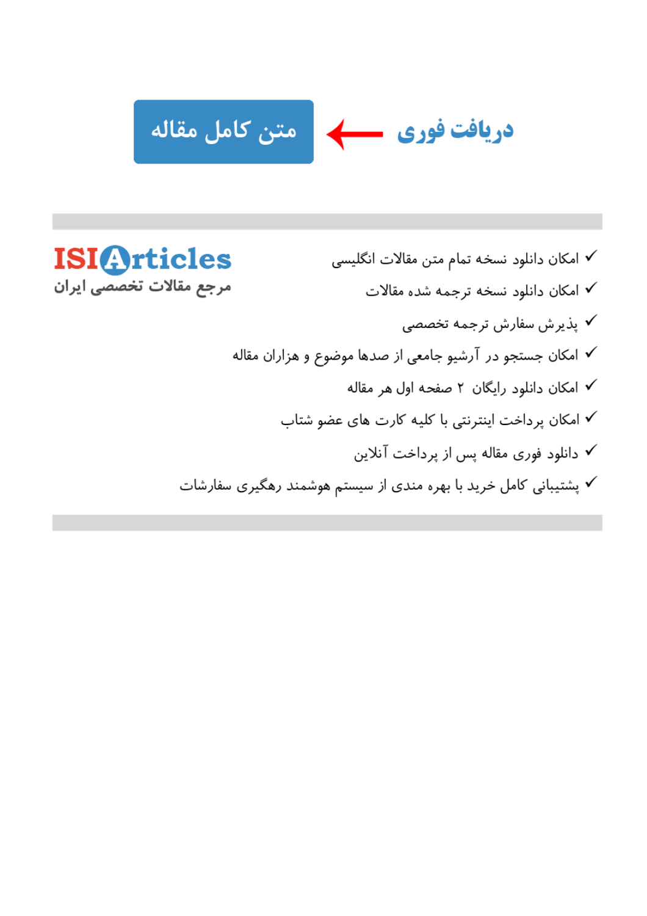دریافت فوری ← متن کامل مقاله

**ISIArticles**
مرجع مقالات تخصصی ایران

- ✓ امکان دانلود نسخه تمام متن مقالات انگلیسی
- ✓ امکان دانلود نسخه ترجمه شده مقالات
- ✓ پذیرش سفارش ترجمه تخصصی
- ✓ امکان جستجو در آرشیو جامعی از صدها موضوع و هزاران مقاله
- ✓ امکان دانلود رایگان ۲ صفحه اول هر مقاله
- ✓ امکان پرداخت اینترنتی با کلیه کارت های عضو شتاب
- ✓ دانلود فوری مقاله پس از پرداخت آنلاین
- ✓ پشتیبانی کامل خرید با بهره مندی از سیستم هوشمند رهگیری سفارشات